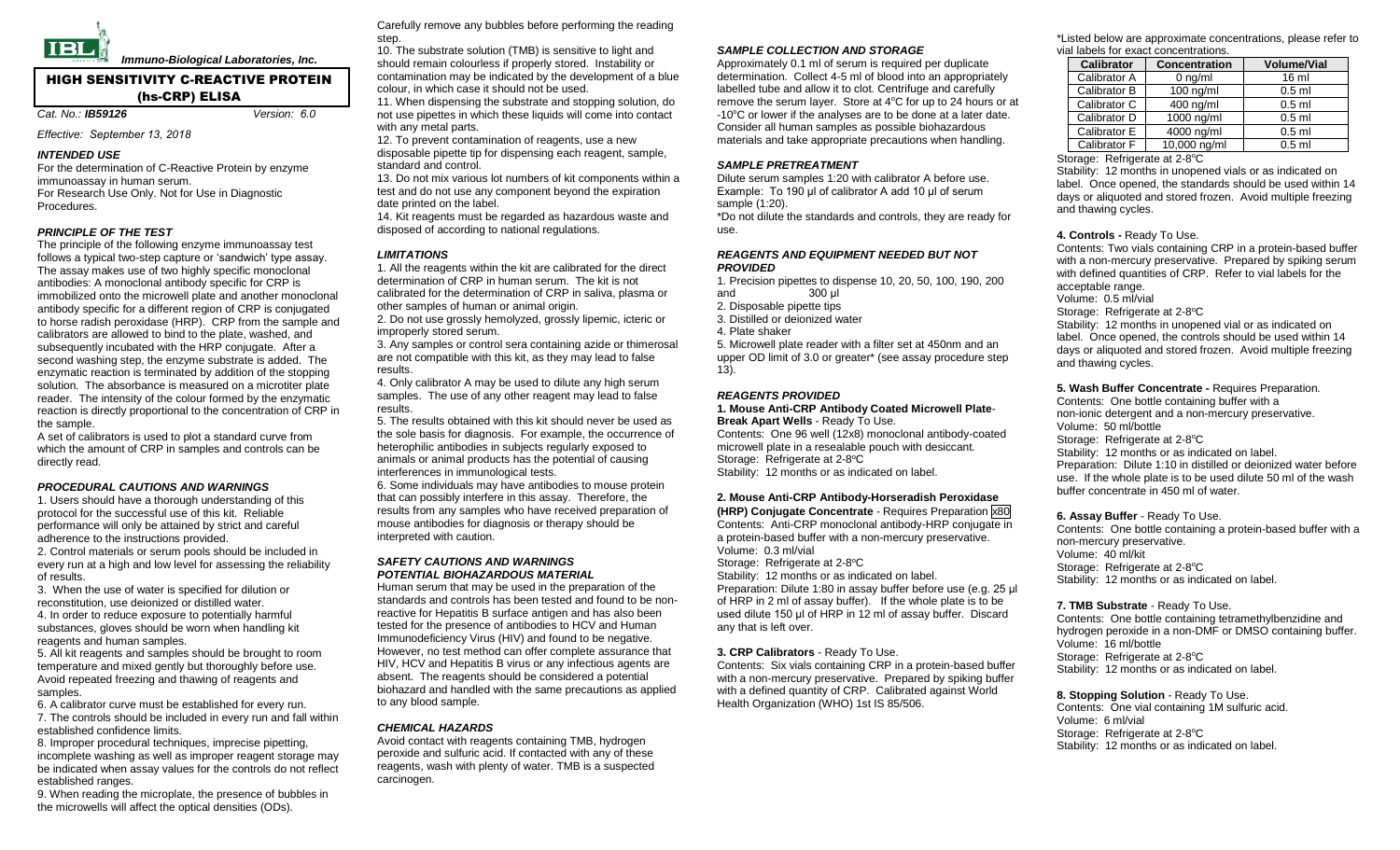**Immuno-Biological Laboratories, Inc.**

# HIGH SENSITIVITY C-REACTIVE PROTEIN (hs-CRP) ELISA

*Cat. No.:* ***IB59126*** *Version: 6.0*

*Effective: September 13, 2018*

### *INTENDED USE*

For the determination of C-Reactive Protein by enzyme immunoassay in human serum.
For Research Use Only. Not for Use in Diagnostic Procedures.

### *PRINCIPLE OF THE TEST*

The principle of the following enzyme immunoassay test follows a typical two-step capture or 'sandwich' type assay. The assay makes use of two highly specific monoclonal antibodies: A monoclonal antibody specific for CRP is immobilized onto the microwell plate and another monoclonal antibody specific for a different region of CRP is conjugated to horse radish peroxidase (HRP). CRP from the sample and calibrators are allowed to bind to the plate, washed, and subsequently incubated with the HRP conjugate. After a second washing step, the enzyme substrate is added. The enzymatic reaction is terminated by addition of the stopping solution. The absorbance is measured on a microtiter plate reader. The intensity of the colour formed by the enzymatic reaction is directly proportional to the concentration of CRP in the sample.

A set of calibrators is used to plot a standard curve from which the amount of CRP in samples and controls can be directly read.

### *PROCEDURAL CAUTIONS AND WARNINGS*

1. Users should have a thorough understanding of this protocol for the successful use of this kit. Reliable performance will only be attained by strict and careful adherence to the instructions provided.
2. Control materials or serum pools should be included in every run at a high and low level for assessing the reliability of results.
3. When the use of water is specified for dilution or reconstitution, use deionized or distilled water.
4. In order to reduce exposure to potentially harmful substances, gloves should be worn when handling kit reagents and human samples.
5. All kit reagents and samples should be brought to room temperature and mixed gently but thoroughly before use. Avoid repeated freezing and thawing of reagents and samples.
6. A calibrator curve must be established for every run.
7. The controls should be included in every run and fall within established confidence limits.
8. Improper procedural techniques, imprecise pipetting, incomplete washing as well as improper reagent storage may be indicated when assay values for the controls do not reflect established ranges.
9. When reading the microplate, the presence of bubbles in the microwells will affect the optical densities (ODs). Carefully remove any bubbles before performing the reading step.
10. The substrate solution (TMB) is sensitive to light and should remain colourless if properly stored. Instability or contamination may be indicated by the development of a blue colour, in which case it should not be used.
11. When dispensing the substrate and stopping solution, do not use pipettes in which these liquids will come into contact with any metal parts.
12. To prevent contamination of reagents, use a new disposable pipette tip for dispensing each reagent, sample, standard and control.
13. Do not mix various lot numbers of kit components within a test and do not use any component beyond the expiration date printed on the label.
14. Kit reagents must be regarded as hazardous waste and disposed of according to national regulations.

### *LIMITATIONS*

1. All the reagents within the kit are calibrated for the direct determination of CRP in human serum. The kit is not calibrated for the determination of CRP in saliva, plasma or other samples of human or animal origin.
2. Do not use grossly hemolyzed, grossly lipemic, icteric or improperly stored serum.
3. Any samples or control sera containing azide or thimerosal are not compatible with this kit, as they may lead to false results.
4. Only calibrator A may be used to dilute any high serum samples. The use of any other reagent may lead to false results.
5. The results obtained with this kit should never be used as the sole basis for diagnosis. For example, the occurrence of heterophilic antibodies in subjects regularly exposed to animals or animal products has the potential of causing interferences in immunological tests.
6. Some individuals may have antibodies to mouse protein that can possibly interfere in this assay. Therefore, the results from any samples who have received preparation of mouse antibodies for diagnosis or therapy should be interpreted with caution.

### *SAFETY CAUTIONS AND WARNINGS*
### *POTENTIAL BIOHAZARDOUS MATERIAL*

Human serum that may be used in the preparation of the standards and controls has been tested and found to be non-reactive for Hepatitis B surface antigen and has also been tested for the presence of antibodies to HCV and Human Immunodeficiency Virus (HIV) and found to be negative. However, no test method can offer complete assurance that HIV, HCV and Hepatitis B virus or any infectious agents are absent. The reagents should be considered a potential biohazard and handled with the same precautions as applied to any blood sample.

### *CHEMICAL HAZARDS*

Avoid contact with reagents containing TMB, hydrogen peroxide and sulfuric acid. If contacted with any of these reagents, wash with plenty of water. TMB is a suspected carcinogen.

### *SAMPLE COLLECTION AND STORAGE*

Approximately 0.1 ml of serum is required per duplicate determination. Collect 4-5 ml of blood into an appropriately labelled tube and allow it to clot. Centrifuge and carefully remove the serum layer. Store at 4°C for up to 24 hours or at -10°C or lower if the analyses are to be done at a later date. Consider all human samples as possible biohazardous materials and take appropriate precautions when handling.

### *SAMPLE PRETREATMENT*

Dilute serum samples 1:20 with calibrator A before use.
Example: To 190 µl of calibrator A add 10 µl of serum sample (1:20).
*Do not dilute the standards and controls, they are ready for use.

### *REAGENTS AND EQUIPMENT NEEDED BUT NOT PROVIDED*

1. Precision pipettes to dispense 10, 20, 50, 100, 190, 200 and 300 µl
2. Disposable pipette tips
3. Distilled or deionized water
4. Plate shaker
5. Microwell plate reader with a filter set at 450nm and an upper OD limit of 3.0 or greater* (see assay procedure step 13).

### *REAGENTS PROVIDED*

**1. Mouse Anti-CRP Antibody Coated Microwell Plate-Break Apart Wells** - Ready To Use.
Contents: One 96 well (12x8) monoclonal antibody-coated microwell plate in a resealable pouch with desiccant.
Storage: Refrigerate at 2-8°C
Stability: 12 months or as indicated on label.

**2. Mouse Anti-CRP Antibody-Horseradish Peroxidase (HRP) Conjugate Concentrate** - Requires Preparation x80
Contents: Anti-CRP monoclonal antibody-HRP conjugate in a protein-based buffer with a non-mercury preservative.
Volume: 0.3 ml/vial
Storage: Refrigerate at 2-8°C
Stability: 12 months or as indicated on label.
Preparation: Dilute 1:80 in assay buffer before use (e.g. 25 µl of HRP in 2 ml of assay buffer). If the whole plate is to be used dilute 150 µl of HRP in 12 ml of assay buffer. Discard any that is left over.

**3. CRP Calibrators** - Ready To Use.
Contents: Six vials containing CRP in a protein-based buffer with a non-mercury preservative. Prepared by spiking buffer with a defined quantity of CRP. Calibrated against World Health Organization (WHO) 1st IS 85/506.

*Listed below are approximate concentrations, please refer to vial labels for exact concentrations.

| Calibrator | Concentration | Volume/Vial |
|---|---|---|
| Calibrator A | 0 ng/ml | 16 ml |
| Calibrator B | 100 ng/ml | 0.5 ml |
| Calibrator C | 400 ng/ml | 0.5 ml |
| Calibrator D | 1000 ng/ml | 0.5 ml |
| Calibrator E | 4000 ng/ml | 0.5 ml |
| Calibrator F | 10,000 ng/ml | 0.5 ml |

Storage: Refrigerate at 2-8°C
Stability: 12 months in unopened vials or as indicated on label. Once opened, the standards should be used within 14 days or aliquoted and stored frozen. Avoid multiple freezing and thawing cycles.

**4. Controls** - Ready To Use.
Contents: Two vials containing CRP in a protein-based buffer with a non-mercury preservative. Prepared by spiking serum with defined quantities of CRP. Refer to vial labels for the acceptable range.
Volume: 0.5 ml/vial
Storage: Refrigerate at 2-8°C
Stability: 12 months in unopened vial or as indicated on label. Once opened, the controls should be used within 14 days or aliquoted and stored frozen. Avoid multiple freezing and thawing cycles.

**5. Wash Buffer Concentrate** - Requires Preparation.
Contents: One bottle containing buffer with a non-ionic detergent and a non-mercury preservative.
Volume: 50 ml/bottle
Storage: Refrigerate at 2-8°C
Stability: 12 months or as indicated on label.
Preparation: Dilute 1:10 in distilled or deionized water before use. If the whole plate is to be used dilute 50 ml of the wash buffer concentrate in 450 ml of water.

**6. Assay Buffer** - Ready To Use.
Contents: One bottle containing a protein-based buffer with a non-mercury preservative.
Volume: 40 ml/kit
Storage: Refrigerate at 2-8°C
Stability: 12 months or as indicated on label.

**7. TMB Substrate** - Ready To Use.
Contents: One bottle containing tetramethylbenzidine and hydrogen peroxide in a non-DMF or DMSO containing buffer.
Volume: 16 ml/bottle
Storage: Refrigerate at 2-8°C
Stability: 12 months or as indicated on label.

**8. Stopping Solution** - Ready To Use.
Contents: One vial containing 1M sulfuric acid.
Volume: 6 ml/vial
Storage: Refrigerate at 2-8°C
Stability: 12 months or as indicated on label.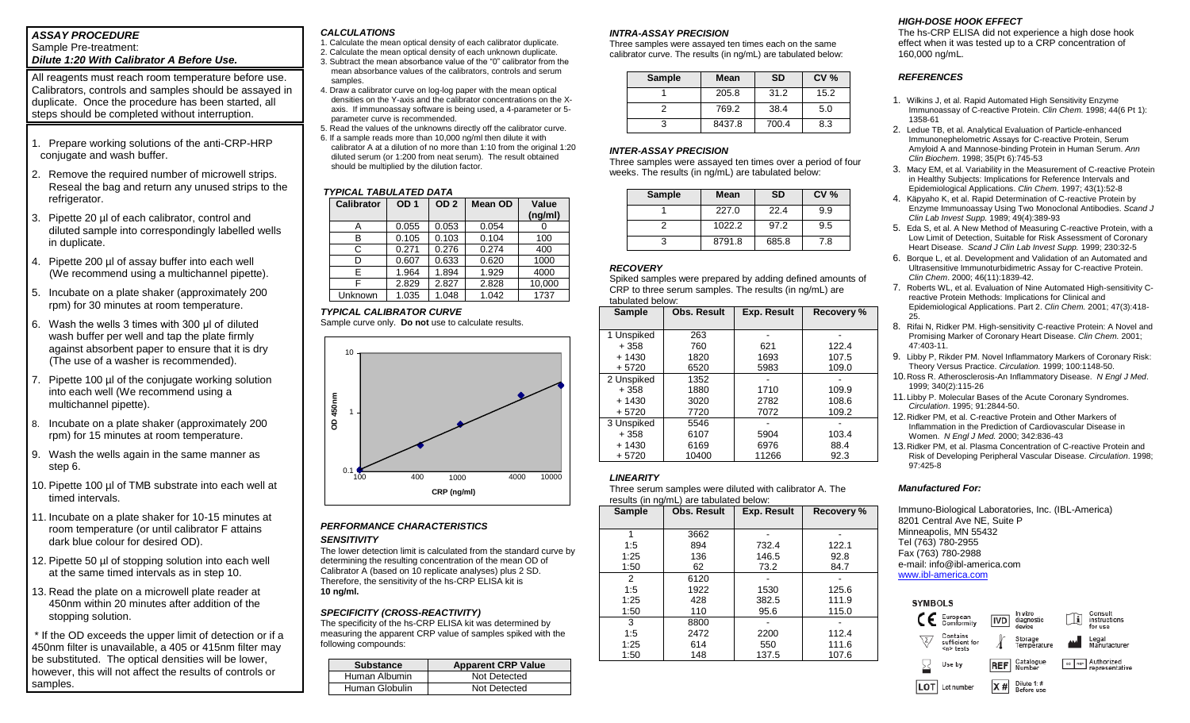## *ASSAY PROCEDURE*

Sample Pre-treatment:

***Dilute 1:20 With Calibrator A Before Use.***

All reagents must reach room temperature before use. Calibrators, controls and samples should be assayed in duplicate. Once the procedure has been started, all steps should be completed without interruption.

1. Prepare working solutions of the anti-CRP-HRP conjugate and wash buffer.
2. Remove the required number of microwell strips. Reseal the bag and return any unused strips to the refrigerator.
3. Pipette 20 µl of each calibrator, control and diluted sample into correspondingly labelled wells in duplicate.
4. Pipette 200 µl of assay buffer into each well (We recommend using a multichannel pipette).
5. Incubate on a plate shaker (approximately 200 rpm) for 30 minutes at room temperature.
6. Wash the wells 3 times with 300 µl of diluted wash buffer per well and tap the plate firmly against absorbent paper to ensure that it is dry (The use of a washer is recommended).
7. Pipette 100 µl of the conjugate working solution into each well (We recommend using a multichannel pipette).
8. Incubate on a plate shaker (approximately 200 rpm) for 15 minutes at room temperature.
9. Wash the wells again in the same manner as step 6.
10. Pipette 100 µl of TMB substrate into each well at timed intervals.
11. Incubate on a plate shaker for 10-15 minutes at room temperature (or until calibrator F attains dark blue colour for desired OD).
12. Pipette 50 µl of stopping solution into each well at the same timed intervals as in step 10.
13. Read the plate on a microwell plate reader at 450nm within 20 minutes after addition of the stopping solution.

\* If the OD exceeds the upper limit of detection or if a 450nm filter is unavailable, a 405 or 415nm filter may be substituted. The optical densities will be lower, however, this will not affect the results of controls or samples.

## *CALCULATIONS*

1. Calculate the mean optical density of each calibrator duplicate.
2. Calculate the mean optical density of each unknown duplicate.
3. Subtract the mean absorbance value of the "0" calibrator from the mean absorbance values of the calibrators, controls and serum samples.
4. Draw a calibrator curve on log-log paper with the mean optical densities on the Y-axis and the calibrator concentrations on the X-axis. If immunoassay software is being used, a 4-parameter or 5-parameter curve is recommended.
5. Read the values of the unknowns directly off the calibrator curve.
6. If a sample reads more than 10,000 ng/ml then dilute it with calibrator A at a dilution of no more than 1:10 from the original 1:20 diluted serum (or 1:200 from neat serum). The result obtained should be multiplied by the dilution factor.

### *TYPICAL TABULATED DATA*

| Calibrator | OD 1 | OD 2 | Mean OD | Value (ng/ml) |
|---|---|---|---|---|
| A | 0.055 | 0.053 | 0.054 | 0 |
| B | 0.105 | 0.103 | 0.104 | 100 |
| C | 0.271 | 0.276 | 0.274 | 400 |
| D | 0.607 | 0.633 | 0.620 | 1000 |
| E | 1.964 | 1.894 | 1.929 | 4000 |
| F | 2.829 | 2.827 | 2.828 | 10,000 |
| Unknown | 1.035 | 1.048 | 1.042 | 1737 |

### *TYPICAL CALIBRATOR CURVE*

Sample curve only. **Do not** use to calculate results.

10
1
0.1
OD 450nm
100
400
1000
4000
10000
CRP (ng/ml)

## *PERFORMANCE CHARACTERISTICS*

### *SENSITIVITY*

The lower detection limit is calculated from the standard curve by determining the resulting concentration of the mean OD of Calibrator A (based on 10 replicate analyses) plus 2 SD. Therefore, the sensitivity of the hs-CRP ELISA kit is **10 ng/ml.**

### *SPECIFICITY (CROSS-REACTIVITY)*

The specificity of the hs-CRP ELISA kit was determined by measuring the apparent CRP value of samples spiked with the following compounds:

| Substance | Apparent CRP Value |
|---|---|
| Human Albumin | Not Detected |
| Human Globulin | Not Detected |

### *INTRA-ASSAY PRECISION*

Three samples were assayed ten times each on the same calibrator curve. The results (in ng/mL) are tabulated below:

| Sample | Mean | SD | CV % |
|---|---|---|---|
| 1 | 205.8 | 31.2 | 15.2 |
| 2 | 769.2 | 38.4 | 5.0 |
| 3 | 8437.8 | 700.4 | 8.3 |

### *INTER-ASSAY PRECISION*

Three samples were assayed ten times over a period of four weeks. The results (in ng/mL) are tabulated below:

| Sample | Mean | SD | CV % |
|---|---|---|---|
| 1 | 227.0 | 22.4 | 9.9 |
| 2 | 1022.2 | 97.2 | 9.5 |
| 3 | 8791.8 | 685.8 | 7.8 |

### *RECOVERY*

Spiked samples were prepared by adding defined amounts of CRP to three serum samples. The results (in ng/mL) are tabulated below:

| Sample | Obs. Result | Exp. Result | Recovery % |
|---|---|---|---|
| 1 Unspiked | 263 | - | - |
| + 358 | 760 | 621 | 122.4 |
| + 1430 | 1820 | 1693 | 107.5 |
| + 5720 | 6520 | 5983 | 109.0 |
| 2 Unspiked | 1352 | - | - |
| + 358 | 1880 | 1710 | 109.9 |
| + 1430 | 3020 | 2782 | 108.6 |
| + 5720 | 7720 | 7072 | 109.2 |
| 3 Unspiked | 5546 | - | - |
| + 358 | 6107 | 5904 | 103.4 |
| + 1430 | 6169 | 6976 | 88.4 |
| + 5720 | 10400 | 11266 | 92.3 |

### *LINEARITY*

Three serum samples were diluted with calibrator A. The results (in ng/mL) are tabulated below:

| Sample | Obs. Result | Exp. Result | Recovery % |
|---|---|---|---|
| 1 | 3662 | - | - |
| 1:5 | 894 | 732.4 | 122.1 |
| 1:25 | 136 | 146.5 | 92.8 |
| 1:50 | 62 | 73.2 | 84.7 |
| 2 | 6120 | - | - |
| 1:5 | 1922 | 1530 | 125.6 |
| 1:25 | 428 | 382.5 | 111.9 |
| 1:50 | 110 | 95.6 | 115.0 |
| 3 | 8800 | - | - |
| 1:5 | 2472 | 2200 | 112.4 |
| 1:25 | 614 | 550 | 111.6 |
| 1:50 | 148 | 137.5 | 107.6 |

### *HIGH-DOSE HOOK EFFECT*

The hs-CRP ELISA did not experience a high dose hook effect when it was tested up to a CRP concentration of 160,000 ng/mL.

## *REFERENCES*

1. Wilkins J, et al. Rapid Automated High Sensitivity Enzyme Immunoassay of C-reactive Protein. *Clin Chem.* 1998; 44(6 Pt 1): 1358-61
2. Ledue TB, et al. Analytical Evaluation of Particle-enhanced Immunonephelometric Assays for C-reactive Protein, Serum Amyloid A and Mannose-binding Protein in Human Serum. *Ann Clin Biochem.* 1998; 35(Pt 6):745-53
3. Macy EM, et al. Variability in the Measurement of C-reactive Protein in Healthy Subjects: Implications for Reference Intervals and Epidemiological Applications. *Clin Chem.* 1997; 43(1):52-8
4. Käpyaho K, et al. Rapid Determination of C-reactive Protein by Enzyme Immunoassay Using Two Monoclonal Antibodies. *Scand J Clin Lab Invest Supp.* 1989; 49(4):389-93
5. Eda S, et al. A New Method of Measuring C-reactive Protein, with a Low Limit of Detection, Suitable for Risk Assessment of Coronary Heart Disease. *Scand J Clin Lab Invest Supp.* 1999; 230:32-5
6. Borque L, et al. Development and Validation of an Automated and Ultrasensitive Immunoturbidimetric Assay for C-reactive Protein. *Clin Chem.* 2000; 46(11):1839-42.
7. Roberts WL, et al. Evaluation of Nine Automated High-sensitivity C-reactive Protein Methods: Implications for Clinical and Epidemiological Applications. Part 2. *Clin Chem.* 2001; 47(3):418-25.
8. Rifai N, Ridker PM. High-sensitivity C-reactive Protein: A Novel and Promising Marker of Coronary Heart Disease. *Clin Chem.* 2001; 47:403-11.
9. Libby P, Rikder PM. Novel Inflammatory Markers of Coronary Risk: Theory Versus Practice. *Circulation.* 1999; 100:1148-50.
10. Ross R. Atherosclerosis-An Inflammatory Disease. *N Engl J Med*. 1999; 340(2):115-26
11. Libby P. Molecular Bases of the Acute Coronary Syndromes. *Circulation.* 1995; 91:2844-50.
12. Ridker PM, et al. C-reactive Protein and Other Markers of Inflammation in the Prediction of Cardiovascular Disease in Women. *N Engl J Med.* 2000; 342:836-43
13. Ridker PM, et al. Plasma Concentration of C-reactive Protein and Risk of Developing Peripheral Vascular Disease. *Circulation*. 1998; 97:425-8

### *Manufactured For:*

Immuno-Biological Laboratories, Inc. (IBL-America)
8201 Central Ave NE, Suite P
Minneapolis, MN 55432
Tel (763) 780-2955
Fax (763) 780-2988
e-mail: info@ibl-america.com
www.ibl-america.com

**SYMBOLS**

CE European Conformity
IVD In vitro diagnostic device
Consult instructions for use
Contains sufficient for <n> tests
Storage Temperature
Legal Manufacturer
Use by
REF Catalogue Number
EC REP Authorized representative
LOT Lot number
X# Dilute 1: # Before use